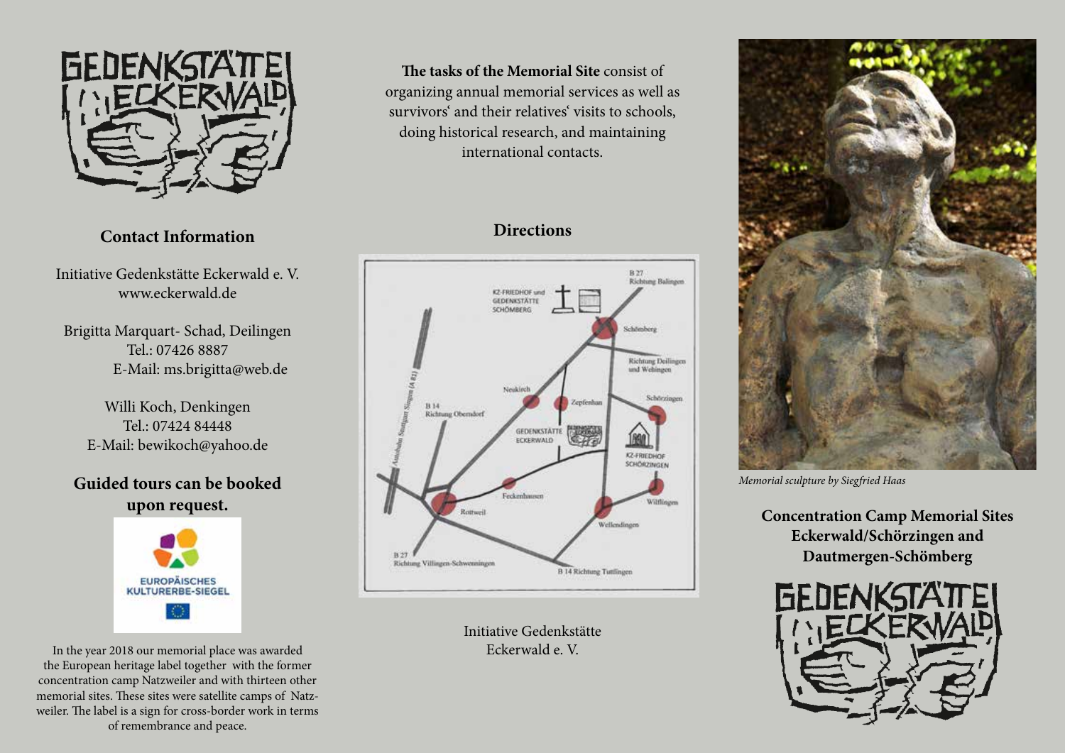GEDENKSTÄTTE ECKERWALD

## Contact Information

Initiative Gedenkstätte Eckerwald e. V.
www.eckerwald.de

Brigitta Marquart- Schad, Deilingen
Tel.: 07426 8887
E-Mail: ms.brigitta@web.de

Willi Koch, Denkingen
Tel.: 07424 84448
E-Mail: bewikoch@yahoo.de

## Guided tours can be booked upon request.

EUROPÄISCHES KULTURERBE-SIEGEL

In the year 2018 our memorial place was awarded the European heritage label together with the former concentration camp Natzweiler and with thirteen other memorial sites. These sites were satellite camps of Natzweiler. The label is a sign for cross-border work in terms of remembrance and peace.

**The tasks of the Memorial Site** consist of organizing annual memorial services as well as survivors' and their relatives' visits to schools, doing historical research, and maintaining international contacts.

## Directions

Initiative Gedenkstätte
Eckerwald e. V.

*Memorial sculpture by Siegfried Haas*

## Concentration Camp Memorial Sites Eckerwald/Schörzingen and Dautmergen-Schömberg

GEDENKSTÄTTE ECKERWALD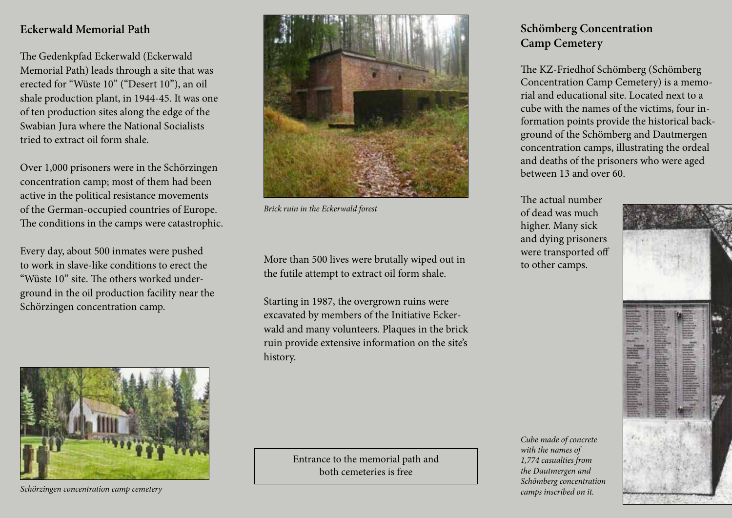## Eckerwald Memorial Path

The Gedenkpfad Eckerwald (Eckerwald Memorial Path) leads through a site that was erected for "Wüste 10" ("Desert 10"), an oil shale production plant, in 1944-45. It was one of ten production sites along the edge of the Swabian Jura where the National Socialists tried to extract oil form shale.

Over 1,000 prisoners were in the Schörzingen concentration camp; most of them had been active in the political resistance movements of the German-occupied countries of Europe. The conditions in the camps were catastrophic.

Every day, about 500 inmates were pushed to work in slave-like conditions to erect the "Wüste 10" site. The others worked underground in the oil production facility near the Schörzingen concentration camp.

*Schörzingen concentration camp cemetery*

*Brick ruin in the Eckerwald forest*

More than 500 lives were brutally wiped out in the futile attempt to extract oil form shale.

Starting in 1987, the overgrown ruins were excavated by members of the Initiative Eckerwald and many volunteers. Plaques in the brick ruin provide extensive information on the site's history.

Entrance to the memorial path and both cemeteries is free

## Schömberg Concentration Camp Cemetery

The KZ-Friedhof Schömberg (Schömberg Concentration Camp Cemetery) is a memorial and educational site. Located next to a cube with the names of the victims, four information points provide the historical background of the Schömberg and Dautmergen concentration camps, illustrating the ordeal and deaths of the prisoners who were aged between 13 and over 60.

The actual number of dead was much higher. Many sick and dying prisoners were transported off to other camps.

*Cube made of concrete with the names of 1,774 casualties from the Dautmergen and Schömberg concentration camps inscribed on it.*